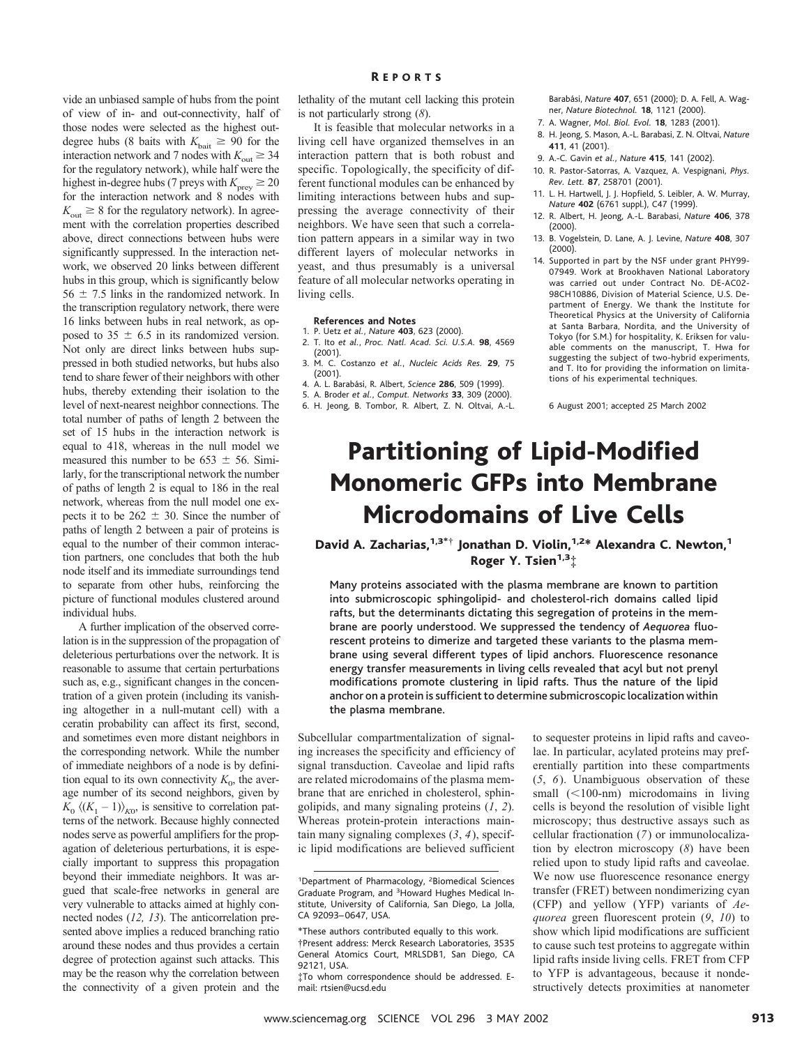vide an unbiased sample of hubs from the point of view of in- and out-connectivity, half of those nodes were selected as the highest out-degree hubs (8 baits with $K_{bait} \geq 90$ for the interaction network and 7 nodes with $K_{out} \geq 34$ for the regulatory network), while half were the highest in-degree hubs (7 preys with $K_{prey} \geq 20$ for the interaction network and 8 nodes with $K_{out} \geq 8$ for the regulatory network). In agreement with the correlation properties described above, direct connections between hubs were significantly suppressed. In the interaction network, we observed 20 links between different hubs in this group, which is significantly below $56 \pm 7.5$ links in the randomized network. In the transcription regulatory network, there were 16 links between hubs in real network, as opposed to $35 \pm 6.5$ in its randomized version. Not only are direct links between hubs suppressed in both studied networks, but hubs also tend to share fewer of their neighbors with other hubs, thereby extending their isolation to the level of next-nearest neighbor connections. The total number of paths of length 2 between the set of 15 hubs in the interaction network is equal to 418, whereas in the null model we measured this number to be $653 \pm 56$. Similarly, for the transcriptional network the number of paths of length 2 is equal to 186 in the real network, whereas from the null model one expects it to be $262 \pm 30$. Since the number of paths of length 2 between a pair of proteins is equal to the number of their common interaction partners, one concludes that both the hub node itself and its immediate surroundings tend to separate from other hubs, reinforcing the picture of functional modules clustered around individual hubs.

A further implication of the observed correlation is in the suppression of the propagation of deleterious perturbations over the network. It is reasonable to assume that certain perturbations such as, e.g., significant changes in the concentration of a given protein (including its vanishing altogether in a null-mutant cell) with a ceratin probability can affect its first, second, and sometimes even more distant neighbors in the corresponding network. While the number of immediate neighbors of a node is by definition equal to its own connectivity $K_0$, the average number of its second neighbors, given by $K_0 \langle (K_1 - 1) \rangle_{K0}$, is sensitive to correlation patterns of the network. Because highly connected nodes serve as powerful amplifiers for the propagation of deleterious perturbations, it is especially important to suppress this propagation beyond their immediate neighbors. It was argued that scale-free networks in general are very vulnerable to attacks aimed at highly connected nodes (*12, 13*). The anticorrelation presented above implies a reduced branching ratio around these nodes and thus provides a certain degree of protection against such attacks. This may be the reason why the correlation between the connectivity of a given protein and the lethality of the mutant cell lacking this protein is not particularly strong (*8*).

It is feasible that molecular networks in a living cell have organized themselves in an interaction pattern that is both robust and specific. Topologically, the specificity of different functional modules can be enhanced by limiting interactions between hubs and suppressing the average connectivity of their neighbors. We have seen that such a correlation pattern appears in a similar way in two different layers of molecular networks in yeast, and thus presumably is a universal feature of all molecular networks operating in living cells.

**References and Notes**

1. P. Uetz *et al.*, *Nature* **403**, 623 (2000).
2. T. Ito *et al.*, *Proc. Natl. Acad. Sci. U.S.A.* **98**, 4569 (2001).
3. M. C. Costanzo *et al.*, *Nucleic Acids Res.* **29**, 75 (2001).
4. A. L. Barabási, R. Albert, *Science* **286**, 509 (1999).
5. A. Broder *et al.*, *Comput. Networks* **33**, 309 (2000).
6. H. Jeong, B. Tombor, R. Albert, Z. N. Oltvai, A.-L. Barabási, *Nature* **407**, 651 (2000); D. A. Fell, A. Wagner, *Nature Biotechnol.* **18**, 1121 (2000).
7. A. Wagner, *Mol. Biol. Evol.* **18**, 1283 (2001).
8. H. Jeong, S. Mason, A.-L. Barabasi, Z. N. Oltvai, *Nature* **411**, 41 (2001).
9. A.-C. Gavin *et al.*, *Nature* **415**, 141 (2002).
10. R. Pastor-Satorras, A. Vazquez, A. Vespignani, *Phys. Rev. Lett.* **87**, 258701 (2001).
11. L. H. Hartwell, J. J. Hopfield, S. Leibler, A. W. Murray, *Nature* **402** (6761 suppl.), C47 (1999).
12. R. Albert, H. Jeong, A.-L. Barabasi, *Nature* **406**, 378 (2000).
13. B. Vogelstein, D. Lane, A. J. Levine, *Nature* **408**, 307 (2000).
14. Supported in part by the NSF under grant PHY99-07949. Work at Brookhaven National Laboratory was carried out under Contract No. DE-AC02-98CH10886, Division of Material Science, U.S. Department of Energy. We thank the Institute for Theoretical Physics at the University of California at Santa Barbara, Nordita, and the University of Tokyo (for S.M.) for hospitality, K. Eriksen for valuable comments on the manuscript, T. Hwa for suggesting the subject of two-hybrid experiments, and T. Ito for providing the information on limitations of his experimental techniques.

6 August 2001; accepted 25 March 2002

# Partitioning of Lipid-Modified Monomeric GFPs into Membrane Microdomains of Live Cells

**David A. Zacharias,[1,3*†] Jonathan D. Violin,[1,2*] Alexandra C. Newton,[1] Roger Y. Tsien[1,3‡]**

**Many proteins associated with the plasma membrane are known to partition into submicroscopic sphingolipid- and cholesterol-rich domains called lipid rafts, but the determinants dictating this segregation of proteins in the membrane are poorly understood. We suppressed the tendency of *Aequorea* fluorescent proteins to dimerize and targeted these variants to the plasma membrane using several different types of lipid anchors. Fluorescence resonance energy transfer measurements in living cells revealed that acyl but not prenyl modifications promote clustering in lipid rafts. Thus the nature of the lipid anchor on a protein is sufficient to determine submicroscopic localization within the plasma membrane.**

Subcellular compartmentalization of signaling increases the specificity and efficiency of signal transduction. Caveolae and lipid rafts are related microdomains of the plasma membrane that are enriched in cholesterol, sphingolipids, and many signaling proteins (*1*, *2*). Whereas protein-protein interactions maintain many signaling complexes (*3*, *4*), specific lipid modifications are believed sufficient to sequester proteins in lipid rafts and caveolae. In particular, acylated proteins may preferentially partition into these compartments (*5*, *6*). Unambiguous observation of these small (<100-nm) microdomains in living cells is beyond the resolution of visible light microscopy; thus destructive assays such as cellular fractionation (*7*) or immunolocalization by electron microscopy (*8*) have been relied upon to study lipid rafts and caveolae. We now use fluorescence resonance energy transfer (FRET) between nondimerizing cyan (CFP) and yellow (YFP) variants of *Aequorea* green fluorescent protein (*9*, *10*) to show which lipid modifications are sufficient to cause such test proteins to aggregate within lipid rafts inside living cells. FRET from CFP to YFP is advantageous, because it nondestructively detects proximities at nanometer

[1]Department of Pharmacology, [2]Biomedical Sciences Graduate Program, and [3]Howard Hughes Medical Institute, University of California, San Diego, La Jolla, CA 92093–0647, USA.

*These authors contributed equally to this work.

†Present address: Merck Research Laboratories, 3535 General Atomics Court, MRLSDB1, San Diego, CA 92121, USA.

‡To whom correspondence should be addressed. E-mail: rtsien@ucsd.edu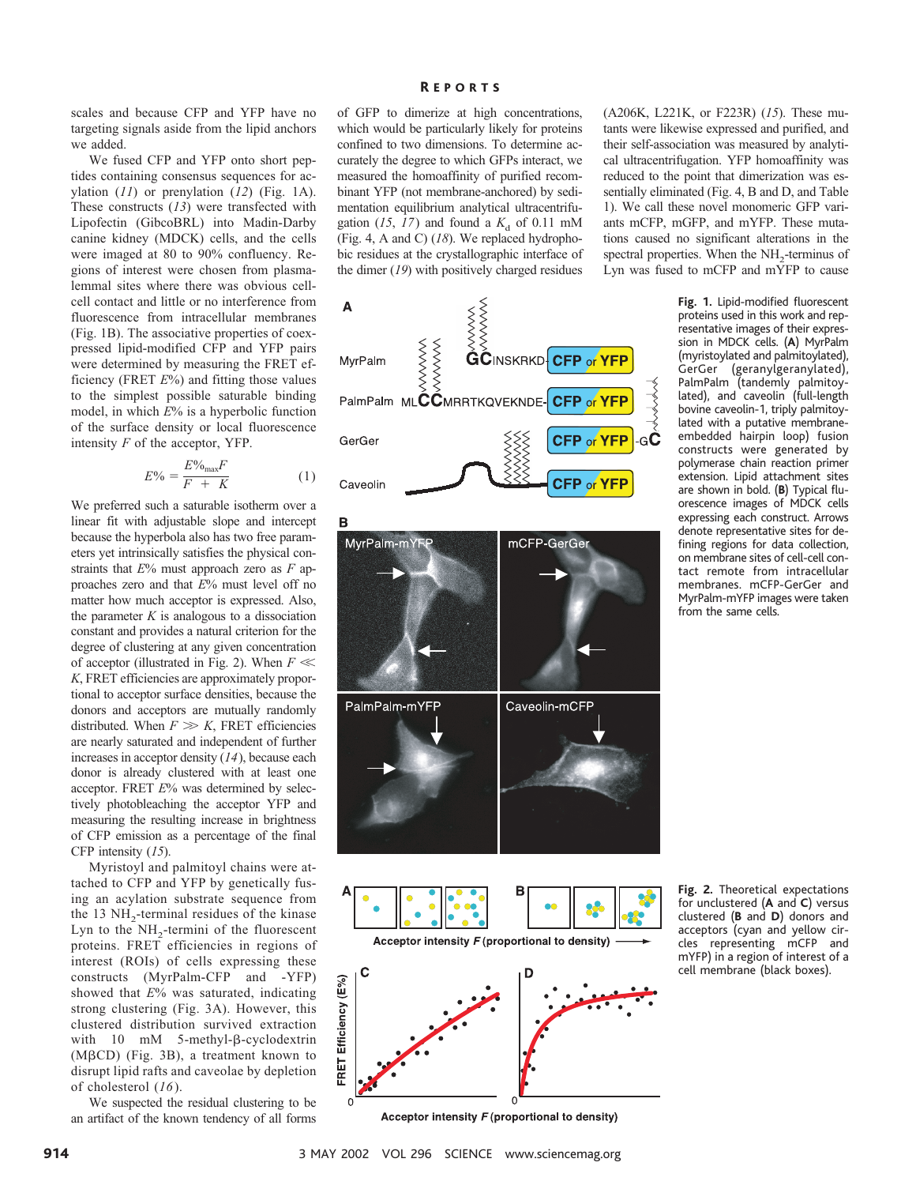scales and because CFP and YFP have no targeting signals aside from the lipid anchors we added.

We fused CFP and YFP onto short peptides containing consensus sequences for acylation (11) or prenylation (12) (Fig. 1A). These constructs (13) were transfected with Lipofectin (GibcoBRL) into Madin-Darby canine kidney (MDCK) cells, and the cells were imaged at 80 to 90% confluency. Regions of interest were chosen from plasmalemmal sites where there was obvious cell-cell contact and little or no interference from fluorescence from intracellular membranes (Fig. 1B). The associative properties of coexpressed lipid-modified CFP and YFP pairs were determined by measuring the FRET efficiency (FRET $E\%$) and fitting those values to the simplest possible saturable binding model, in which $E\%$ is a hyperbolic function of the surface density or local fluorescence intensity $F$ of the acceptor, YFP.

$$E\% = \frac{E\%_{max}F}{F + K} \qquad (1)$$

We preferred such a saturable isotherm over a linear fit with adjustable slope and intercept because the hyperbola also has two free parameters yet intrinsically satisfies the physical constraints that $E\%$ must approach zero as $F$ approaches zero and that $E\%$ must level off no matter how much acceptor is expressed. Also, the parameter $K$ is analogous to a dissociation constant and provides a natural criterion for the degree of clustering at any given concentration of acceptor (illustrated in Fig. 2). When $F \ll K$, FRET efficiencies are approximately proportional to acceptor surface densities, because the donors and acceptors are mutually randomly distributed. When $F \gg K$, FRET efficiencies are nearly saturated and independent of further increases in acceptor density (14), because each donor is already clustered with at least one acceptor. FRET $E\%$ was determined by selectively photobleaching the acceptor YFP and measuring the resulting increase in brightness of CFP emission as a percentage of the final CFP intensity (15).

Myristoyl and palmitoyl chains were attached to CFP and YFP by genetically fusing an acylation substrate sequence from the 13 $NH_2$-terminal residues of the kinase Lyn to the $NH_2$-termini of the fluorescent proteins. FRET efficiencies in regions of interest (ROIs) of cells expressing these constructs (MyrPalm-CFP and -YFP) showed that $E\%$ was saturated, indicating strong clustering (Fig. 3A). However, this clustered distribution survived extraction with 10 mM 5-methyl-β-cyclodextrin (MβCD) (Fig. 3B), a treatment known to disrupt lipid rafts and caveolae by depletion of cholesterol (16).

We suspected the residual clustering to be an artifact of the known tendency of all forms of GFP to dimerize at high concentrations, which would be particularly likely for proteins confined to two dimensions. To determine accurately the degree to which GFPs interact, we measured the homoaffinity of purified recombinant YFP (not membrane-anchored) by sedimentation equilibrium analytical ultracentrifugation (15, 17) and found a $K_d$ of 0.11 mM (Fig. 4, A and C) (18). We replaced hydrophobic residues at the crystallographic interface of the dimer (19) with positively charged residues (A206K, L221K, or F223R) (15). These mutants were likewise expressed and purified, and their self-association was measured by analytical ultracentrifugation. YFP homoaffinity was reduced to the point that dimerization was essentially eliminated (Fig. 4, B and D, and Table 1). We call these novel monomeric GFP variants mCFP, mGFP, and mYFP. These mutations caused no significant alterations in the spectral properties. When the $NH_2$-terminus of Lyn was fused to mCFP and mYFP to cause

**Fig. 1.** Lipid-modified fluorescent proteins used in this work and representative images of their expression in MDCK cells. (**A**) MyrPalm (myristoylated and palmitoylated), GerGer (geranylgeranylated), PalmPalm (tandemly palmitoylated), and caveolin (full-length bovine caveolin-1, triply palmitoylated with a putative membrane-embedded hairpin loop) fusion constructs were generated by polymerase chain reaction primer extension. Lipid attachment sites are shown in bold. (**B**) Typical fluorescence images of MDCK cells expressing each construct. Arrows denote representative sites for defining regions for data collection, on membrane sites of cell-cell contact remote from intracellular membranes. mCFP-GerGer and MyrPalm-mYFP images were taken from the same cells.

**Fig. 2.** Theoretical expectations for unclustered (**A** and **C**) versus clustered (**B** and **D**) donors and acceptors (cyan and yellow circles representing mCFP and mYFP) in a region of interest of a cell membrane (black boxes).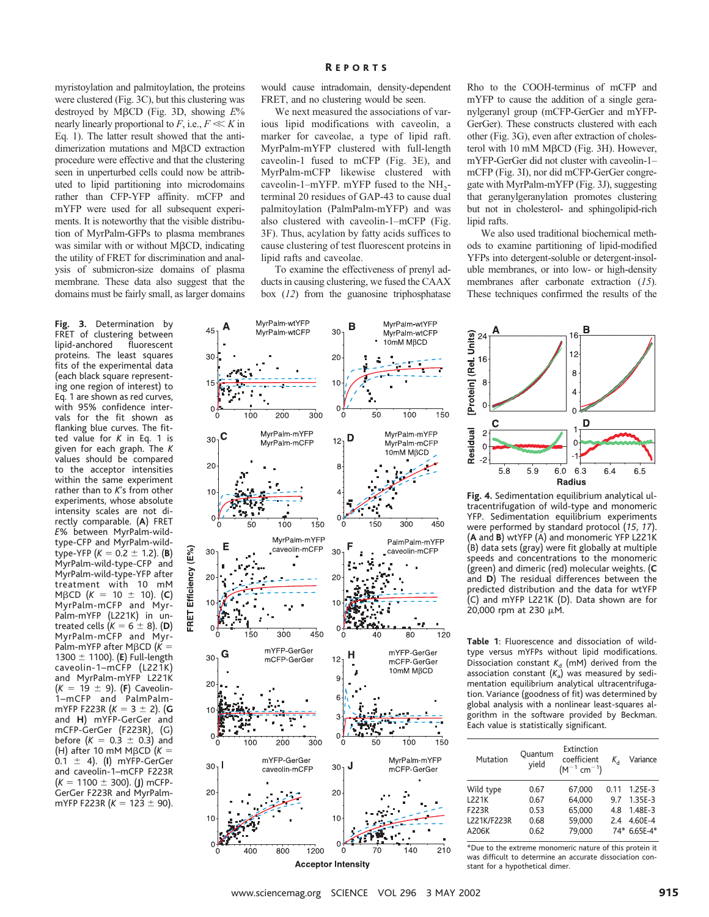myristoylation and palmitoylation, the proteins were clustered (Fig. 3C), but this clustering was destroyed by MβCD (Fig. 3D, showing $E\%$ nearly linearly proportional to $F$, i.e., $F \ll K$ in Eq. 1). The latter result showed that the antidimerization mutations and MβCD extraction procedure were effective and that the clustering seen in unperturbed cells could now be attributed to lipid partitioning into microdomains rather than CFP-YFP affinity. mCFP and mYFP were used for all subsequent experiments. It is noteworthy that the visible distribution of MyrPalm-GFPs to plasma membranes was similar with or without MβCD, indicating the utility of FRET for discrimination and analysis of submicron-size domains of plasma membrane. These data also suggest that the domains must be fairly small, as larger domains would cause intradomain, density-dependent FRET, and no clustering would be seen.

We next measured the associations of various lipid modifications with caveolin, a marker for caveolae, a type of lipid raft. MyrPalm-mYFP clustered with full-length caveolin-1 fused to mCFP (Fig. 3E), and MyrPalm-mCFP likewise clustered with caveolin-1–mYFP. mYFP fused to the $NH_2$-terminal 20 residues of GAP-43 to cause dual palmitoylation (PalmPalm-mYFP) and was also clustered with caveolin-1–mCFP (Fig. 3F). Thus, acylation by fatty acids suffices to cause clustering of test fluorescent proteins in lipid rafts and caveolae.

To examine the effectiveness of prenyl adducts in causing clustering, we fused the CAAX box (12) from the guanosine triphosphatase Rho to the COOH-terminus of mCFP and mYFP to cause the addition of a single geranylgeranyl group (mCFP-GerGer and mYFP-GerGer). These constructs clustered with each other (Fig. 3G), even after extraction of cholesterol with 10 mM MβCD (Fig. 3H). However, mYFP-GerGer did not cluster with caveolin-1–mCFP (Fig. 3I), nor did mCFP-GerGer congregate with MyrPalm-mYFP (Fig. 3J), suggesting that geranylgeranylation promotes clustering but not in cholesterol- and sphingolipid-rich lipid rafts.

We also used traditional biochemical methods to examine partitioning of lipid-modified YFPs into detergent-soluble or detergent-insoluble membranes, or into low- or high-density membranes after carbonate extraction (15). These techniques confirmed the results of the

**Fig. 3.** Determination by FRET of clustering between lipid-anchored fluorescent proteins. The least squares fits of the experimental data (each black square representing one region of interest) to Eq. 1 are shown as red curves, with 95% confidence intervals for the fit shown as flanking blue curves. The fitted value for $K$ in Eq. 1 is given for each graph. The $K$ values should be compared to the acceptor intensities within the same experiment rather than to $K$'s from other experiments, whose absolute intensity scales are not directly comparable. (**A**) FRET $E\%$ between MyrPalm-wild-type-CFP and MyrPalm-wild-type-YFP ($K = 0.2 \pm 1.2$). (**B**) MyrPalm-wild-type-CFP and MyrPalm-wild-type-YFP after treatment with 10 mM MβCD ($K = 10 \pm 10$). (**C**) MyrPalm-mCFP and MyrPalm-mYFP (L221K) in untreated cells ($K = 6 \pm 8$). (**D**) MyrPalm-mCFP and MyrPalm-mYFP after MβCD ($K = 1300 \pm 1100$). (**E**) Full-length caveolin-1–mCFP (L221K) and MyrPalm-mYFP L221K ($K = 19 \pm 9$). (**F**) Caveolin-1–mCFP and PalmPalm-mYFP F223R ($K = 3 \pm 2$). (**G** and **H**) mYFP-GerGer and mCFP-GerGer (F223R), (G) before ($K = 0.3 \pm 0.3$) and (H) after 10 mM MβCD ($K = 0.1 \pm 4$). (**I**) mYFP-GerGer and caveolin-1–mCFP F223R ($K = 1100 \pm 300$). (**J**) mCFP-GerGer F223R and MyrPalm-mYFP F223R ($K = 123 \pm 90$).

**Fig. 4.** Sedimentation equilibrium analytical ultracentrifugation of wild-type and monomeric YFP. Sedimentation equilibrium experiments were performed by standard protocol (15, 17). (**A** and **B**) wtYFP (A) and monomeric YFP L221K (B) data sets (gray) were fit globally at multiple speeds and concentrations to the monomeric (green) and dimeric (red) molecular weights. (**C** and **D**) The residual differences between the predicted distribution and the data for wtYFP (C) and mYFP L221K (D). Data shown are for 20,000 rpm at 230 μM.

**Table 1**: Fluorescence and dissociation of wild-type versus mYFPs without lipid modifications. Dissociation constant $K_d$ (mM) derived from the association constant ($K_a$) was measured by sedimentation equilibrium analytical ultracentrifugation. Variance (goodness of fit) was determined by global analysis with a nonlinear least-squares algorithm in the software provided by Beckman. Each value is statistically significant.

| Mutation | Quantum yield | Extinction coefficient ($M^{-1}$ $cm^{-1}$) | $K_d$ | Variance |
|---|---|---|---|---|
| Wild type | 0.67 | 67,000 | 0.11 | 1.25E-3 |
| L221K | 0.67 | 64,000 | 9.7 | 1.35E-3 |
| F223R | 0.53 | 65,000 | 4.8 | 1.48E-3 |
| L221K/F223R | 0.68 | 59,000 | 2.4 | 4.60E-4 |
| A206K | 0.62 | 79,000 | 74* | 6.65E-4* |

*Due to the extreme monomeric nature of this protein it was difficult to determine an accurate dissociation constant for a hypothetical dimer.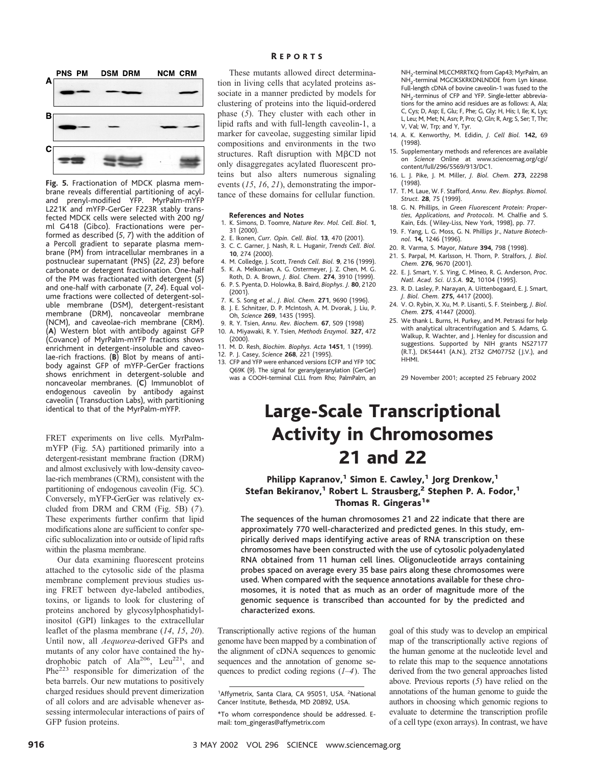PNS PM DSM DRM NCM CRM

A

B

C

**Fig. 5.** Fractionation of MDCK plasma membrane reveals differential partitioning of acyl- and prenyl-modified YFP. MyrPalm-mYFP L221K and mYFP-GerGer F223R stably transfected MDCK cells were selected with 200 ng/ml G418 (Gibco). Fractionations were performed as described (*5*, *7*) with the addition of a Percoll gradient to separate plasma membrane (PM) from intracellular membranes in a postnuclear supernatant (PNS) (*22*, *23*) before carbonate or detergent fractionation. One-half of the PM was fractionated with detergent (*5*) and one-half with carbonate (*7*, *24*). Equal volume fractions were collected of detergent-soluble membrane (DSM), detergent-resistant membrane (DRM), noncaveolar membrane (NCM), and caveolae-rich membrane (CRM). (**A**) Western blot with antibody against GFP (Covance) of MyrPalm-mYFP fractions shows enrichment in detergent-insoluble and caveolae-rich fractions. (**B**) Blot by means of antibody against GFP of mYFP-GerGer fractions shows enrichment in detergent-soluble and noncaveolar membranes. (**C**) Immunoblot of endogenous caveolin by antibody against caveolin (Transduction Labs), with partitioning identical to that of the MyrPalm-mYFP.

FRET experiments on live cells. MyrPalm-mYFP (Fig. 5A) partitioned primarily into a detergent-resistant membrane fraction (DRM) and almost exclusively with low-density caveolae-rich membranes (CRM), consistent with the partitioning of endogenous caveolin (Fig. 5C). Conversely, mYFP-GerGer was relatively excluded from DRM and CRM (Fig. 5B) (*7*). These experiments further confirm that lipid modifications alone are sufficient to confer specific sublocalization into or outside of lipid rafts within the plasma membrane.

Our data examining fluorescent proteins attached to the cytosolic side of the plasma membrane complement previous studies using FRET between dye-labeled antibodies, toxins, or ligands to look for clustering of proteins anchored by glycosylphosphatidylinositol (GPI) linkages to the extracellular leaflet of the plasma membrane (*14*, *15*, *20*). Until now, all *Aequorea*-derived GFPs and mutants of any color have contained the hydrophobic patch of Ala[206], Leu[221], and Phe[223] responsible for dimerization of the beta barrels. Our new mutations to positively charged residues should prevent dimerization of all colors and are advisable whenever assessing intermolecular interactions of pairs of GFP fusion proteins.

These mutants allowed direct determination in living cells that acylated proteins associate in a manner predicted by models for clustering of proteins into the liquid-ordered phase (*5*). They cluster with each other in lipid rafts and with full-length caveolin-1, a marker for caveolae, suggesting similar lipid compositions and environments in the two structures. Raft disruption with MβCD not only disaggregates acylated fluorescent proteins but also alters numerous signaling events (*15*, *16*, *21*), demonstrating the importance of these domains for cellular function.

**References and Notes**

1. K. Simons, D. Toomre, *Nature Rev. Mol. Cell. Biol.* **1**, 31 (2000).
2. E. Ikonen, *Curr. Opin. Cell. Biol.* **13**, 470 (2001).
3. C. C. Garner, J. Nash, R. L. Huganir, *Trends Cell. Biol.* **10**, 274 (2000).
4. M. Colledge, J. Scott, *Trends Cell. Biol.* **9**, 216 (1999).
5. K. A. Melkonian, A. G. Ostermeyer, J. Z. Chen, M. G. Roth, D. A. Brown, *J. Biol. Chem.* **274**, 3910 (1999).
6. P. S. Pyenta, D. Holowka, B. Baird, *Biophys. J.* **80**, 2120 (2001).
7. K. S. Song *et al.*, *J. Biol. Chem.* **271**, 9690 (1996).
8. J. E. Schnitzer, D. P. McIntosh, A. M. Dvorak, J. Liu, P. Oh, *Science* **269**, 1435 (1995).
9. R. Y. Tsien, *Annu. Rev. Biochem.* **67**, 509 (1998)
10. A. Miyawaki, R. Y. Tsien, *Methods Enzymol.* **327,** 472 (2000).
11. M. D. Resh, *Biochim. Biophys. Acta* **1451**, 1 (1999).
12. P. J. Casey, *Science* **268**, 221 (1995).
13. CFP and YFP were enhanced versions ECFP and YFP 10C Q69K (*9*). The signal for geranylgeranylation (GerGer) was a COOH-terminal CLLL from Rho; PalmPalm, an $NH_2$-terminal MLCCMRRTKQ from Gap43; MyrPalm, an $NH_2$-terminal MGCIKSKRKDNLNDDE from Lyn kinase. Full-length cDNA of bovine caveolin-1 was fused to the $NH_2$-terminus of CFP and YFP. Single-letter abbreviations for the amino acid residues are as follows: A, Ala; C, Cys; D, Asp; E, Glu; F, Phe; G, Gly; H, His; I, Ile; K, Lys; L, Leu; M, Met; N, Asn; P, Pro; Q, Gln; R, Arg; S, Ser; T, Thr; V, Val; W, Trp; and Y, Tyr.
14. A. K. Kenworthy, M. Edidin, *J. Cell Biol.* **142,** 69 (1998).
15. Supplementary methods and references are available on *Science* Online at www.sciencemag.org/cgi/content/full/296/5569/913/DC1.
16. L. J. Pike, J. M. Miller, *J. Biol. Chem.* **273,** 22298 (1998).
17. T. M. Laue, W. F. Stafford, *Annu. Rev. Biophys. Biomol. Struct.* **28**, 75 (1999).
18. G. N. Phillips, in *Green Fluorescent Protein: Properties, Applications, and Protocols*. M. Chalfie and S. Kain, Eds. (Wiley-Liss, New York, 1998), pp. 77.
19. F. Yang, L. G. Moss, G. N. Phillips Jr., *Nature Biotechnol.* **14,** 1246 (1996).
20. R. Varma, S. Mayor, *Nature* **394,** 798 (1998).
21. S. Parpal, M. Karlsson, H. Thorn, P. Stralfors, *J. Biol. Chem.* **276**, 9670 (2001).
22. E. J. Smart, Y. S. Ying, C. Mineo, R. G. Anderson, *Proc. Natl. Acad. Sci. U.S.A.* **92,** 10104 (1995).
23. R. D. Lasley, P. Narayan, A. Uittenbogaard, E. J. Smart, *J. Biol. Chem.* **275,** 4417 (2000).
24. V. O. Rybin, X. Xu, M. P. Lisanti, S. F. Steinberg, *J. Biol. Chem.* **275**, 41447 (2000).
25. We thank L. Burns, H. Purkey, and M. Petrassi for help with analytical ultracentrifugation and S. Adams, G. Walkup, R. Wachter, and J. Henley for discussion and suggestions. Supported by NIH grants NS27177 (R.T.), DK54441 (A.N.), 2T32 GM07752 (J.V.), and HHMI.

29 November 2001; accepted 25 February 2002

# Large-Scale Transcriptional Activity in Chromosomes 21 and 22

**Philipp Kapranov,[1] Simon E. Cawley,[1] Jorg Drenkow,[1] Stefan Bekiranov,[1] Robert L. Strausberg,[2] Stephen P. A. Fodor,[1] Thomas R. Gingeras[1]\***

**The sequences of the human chromosomes 21 and 22 indicate that there are approximately 770 well-characterized and predicted genes. In this study, empirically derived maps identifying active areas of RNA transcription on these chromosomes have been constructed with the use of cytosolic polyadenylated RNA obtained from 11 human cell lines. Oligonucleotide arrays containing probes spaced on average every 35 base pairs along these chromosomes were used. When compared with the sequence annotations available for these chromosomes, it is noted that as much as an order of magnitude more of the genomic sequence is transcribed than accounted for by the predicted and characterized exons.**

Transcriptionally active regions of the human genome have been mapped by a combination of the alignment of cDNA sequences to genomic sequences and the annotation of genome sequences to predict coding regions (*1–4*). The goal of this study was to develop an empirical map of the transcriptionally active regions of the human genome at the nucleotide level and to relate this map to the sequence annotations derived from the two general approaches listed above. Previous reports (*5*) have relied on the annotations of the human genome to guide the authors in choosing which genomic regions to evaluate to determine the transcription profile of a cell type (exon arrays). In contrast, we have

[1]Affymetrix, Santa Clara, CA 95051, USA. [2]National Cancer Institute, Bethesda, MD 20892, USA.

\*To whom correspondence should be addressed. E-mail: tom_gingeras@affymetrix.com